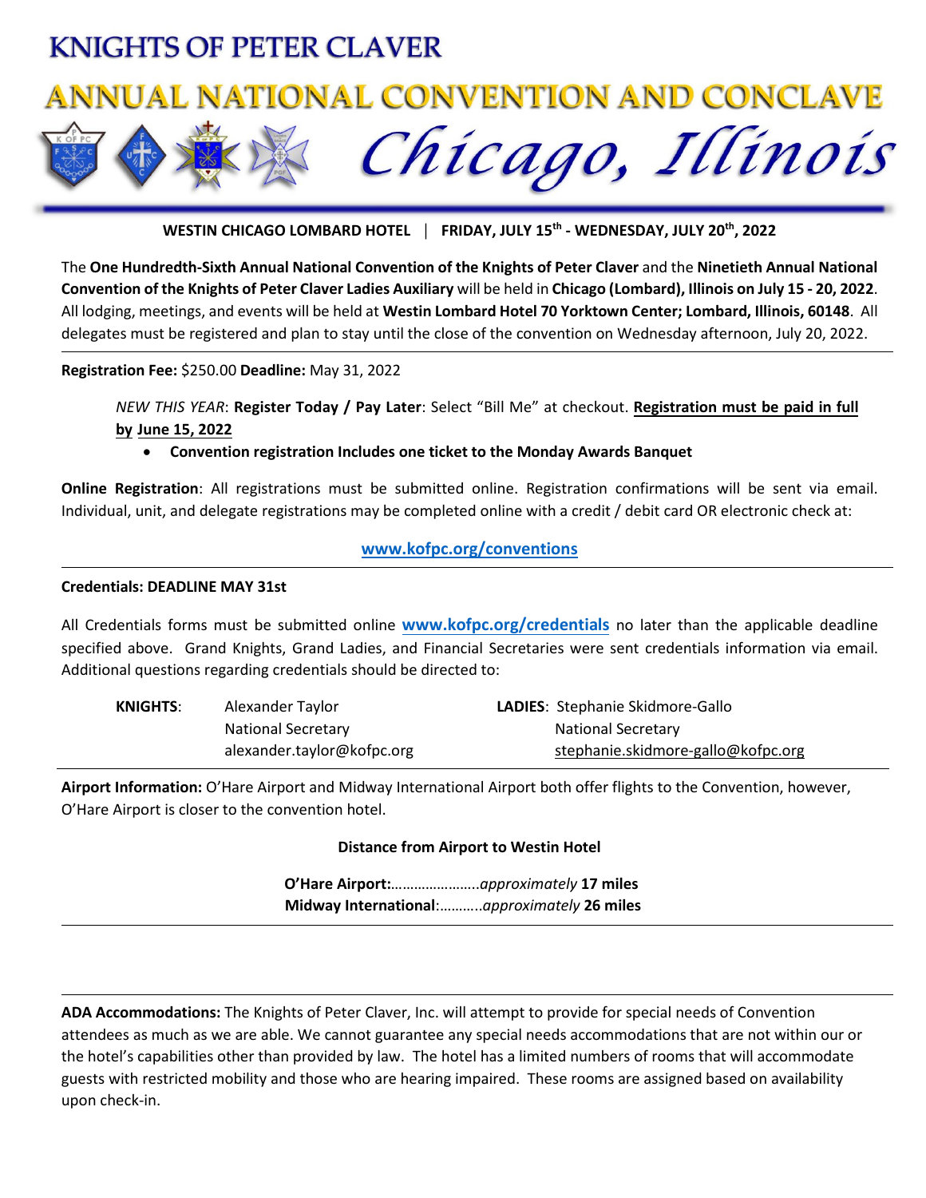# KNIGHTS OF PETER CLAVER

## ANNUAL NATIONAL CONVENTION AND CONCLAVE

## *Chicago, Illinois*

**WESTIN CHICAGO LOMBARD HOTEL | FRIDAY, JULY 15th - WEDNESDAY, JULY 20th, 2022**

The **One Hundredth-Sixth Annual National Convention of the Knights of Peter Claver** and the **Ninetieth Annual National Convention of the Knights of Peter Claver Ladies Auxiliary** will be held in **Chicago (Lombard), Illinois on July 15 - 20, 2022**. All lodging, meetings, and events will be held at **Westin Lombard Hotel 70 Yorktown Center; Lombard, Illinois, 60148**. All delegates must be registered and plan to stay until the close of the convention on Wednesday afternoon, July 20, 2022.

---

**Registration Fee:** $250.00 **Deadline:** May 31, 2022

*NEW THIS YEAR*: **Register Today / Pay Later**: Select "Bill Me" at checkout. **Registration must be paid in full by June 15, 2022**

- **Convention registration Includes one ticket to the Monday Awards Banquet**

**Online Registration**: All registrations must be submitted online. Registration confirmations will be sent via email. Individual, unit, and delegate registrations may be completed online with a credit / debit card OR electronic check at:

**www.kofpc.org/conventions**

---

**Credentials: DEADLINE MAY 31st**

All Credentials forms must be submitted online **www.kofpc.org/credentials** no later than the applicable deadline specified above. Grand Knights, Grand Ladies, and Financial Secretaries were sent credentials information via email. Additional questions regarding credentials should be directed to:

| | | | |
|---|---|---|---|
| **KNIGHTS**: | Alexander Taylor<br>National Secretary<br>alexander.taylor@kofpc.org | **LADIES**: | Stephanie Skidmore-Gallo<br>National Secretary<br>stephanie.skidmore-gallo@kofpc.org |

---

**Airport Information:** O'Hare Airport and Midway International Airport both offer flights to the Convention, however, O'Hare Airport is closer to the convention hotel.

**Distance from Airport to Westin Hotel**

**O'Hare Airport:**…………………..*approximately* **17 miles**
**Midway International**:………..*approximately* **26 miles**

---

**ADA Accommodations:** The Knights of Peter Claver, Inc. will attempt to provide for special needs of Convention attendees as much as we are able. We cannot guarantee any special needs accommodations that are not within our or the hotel's capabilities other than provided by law. The hotel has a limited numbers of rooms that will accommodate guests with restricted mobility and those who are hearing impaired. These rooms are assigned based on availability upon check-in.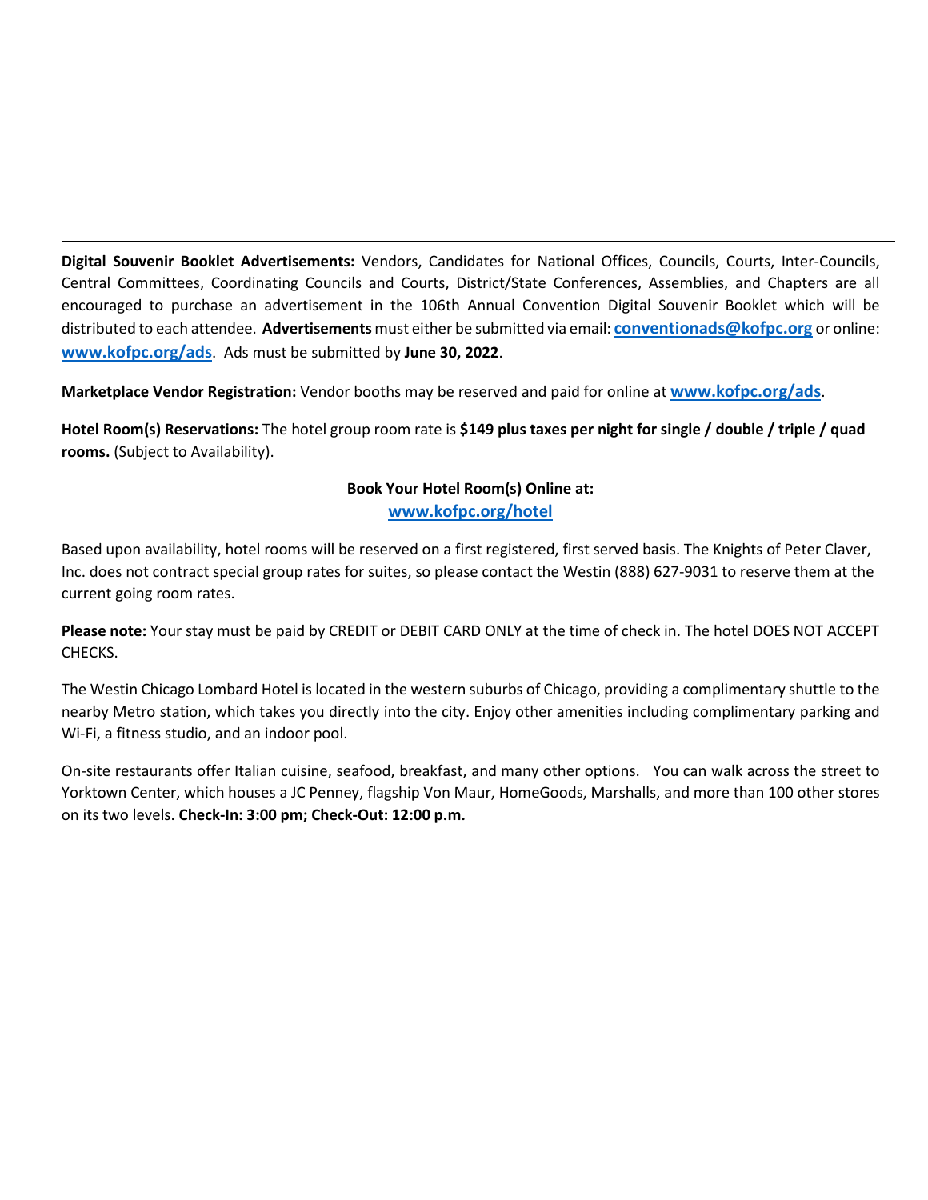---

**Digital Souvenir Booklet Advertisements:** Vendors, Candidates for National Offices, Councils, Courts, Inter-Councils, Central Committees, Coordinating Councils and Courts, District/State Conferences, Assemblies, and Chapters are all encouraged to purchase an advertisement in the 106th Annual Convention Digital Souvenir Booklet which will be distributed to each attendee. **Advertisements** must either be submitted via email: **conventionads@kofpc.org** or online: **www.kofpc.org/ads**. Ads must be submitted by **June 30, 2022**.

---

**Marketplace Vendor Registration:** Vendor booths may be reserved and paid for online at **www.kofpc.org/ads**.

---

**Hotel Room(s) Reservations:** The hotel group room rate is **$149 plus taxes per night for single / double / triple / quad rooms.** (Subject to Availability).

**Book Your Hotel Room(s) Online at:**
**www.kofpc.org/hotel**

Based upon availability, hotel rooms will be reserved on a first registered, first served basis. The Knights of Peter Claver, Inc. does not contract special group rates for suites, so please contact the Westin (888) 627-9031 to reserve them at the current going room rates.

**Please note:** Your stay must be paid by CREDIT or DEBIT CARD ONLY at the time of check in. The hotel DOES NOT ACCEPT CHECKS.

The Westin Chicago Lombard Hotel is located in the western suburbs of Chicago, providing a complimentary shuttle to the nearby Metro station, which takes you directly into the city. Enjoy other amenities including complimentary parking and Wi-Fi, a fitness studio, and an indoor pool.

On-site restaurants offer Italian cuisine, seafood, breakfast, and many other options. You can walk across the street to Yorktown Center, which houses a JC Penney, flagship Von Maur, HomeGoods, Marshalls, and more than 100 other stores on its two levels. **Check-In: 3:00 pm; Check-Out: 12:00 p.m.**